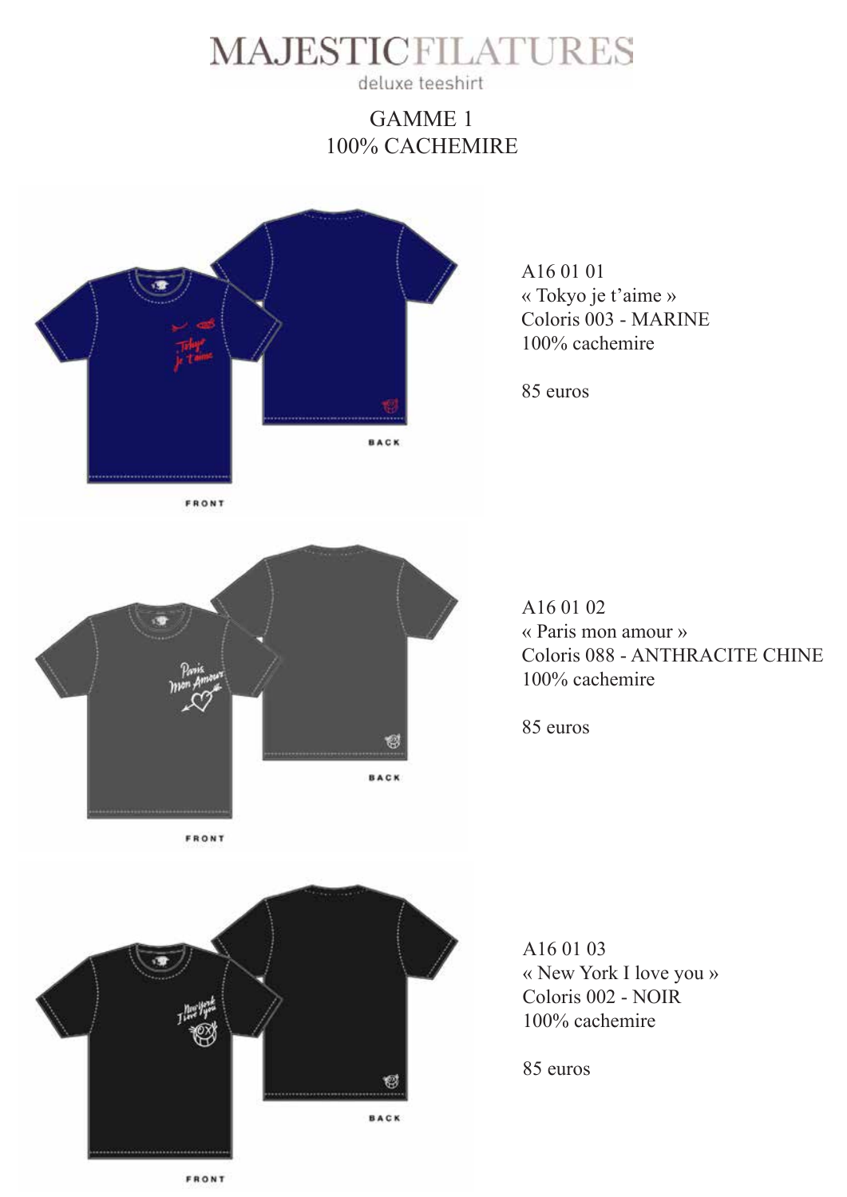# MAJESTIC FILATURES

deluxe teeshirt

## GAMME 1
## 100% CACHEMIRE

FRONT

BACK

A16 01 01
« Tokyo je t'aime »
Coloris 003 - MARINE
100% cachemire

85 euros

FRONT

BACK

A16 01 02
« Paris mon amour »
Coloris 088 - ANTHRACITE CHINE
100% cachemire

85 euros

FRONT

BACK

A16 01 03
« New York I love you »
Coloris 002 - NOIR
100% cachemire

85 euros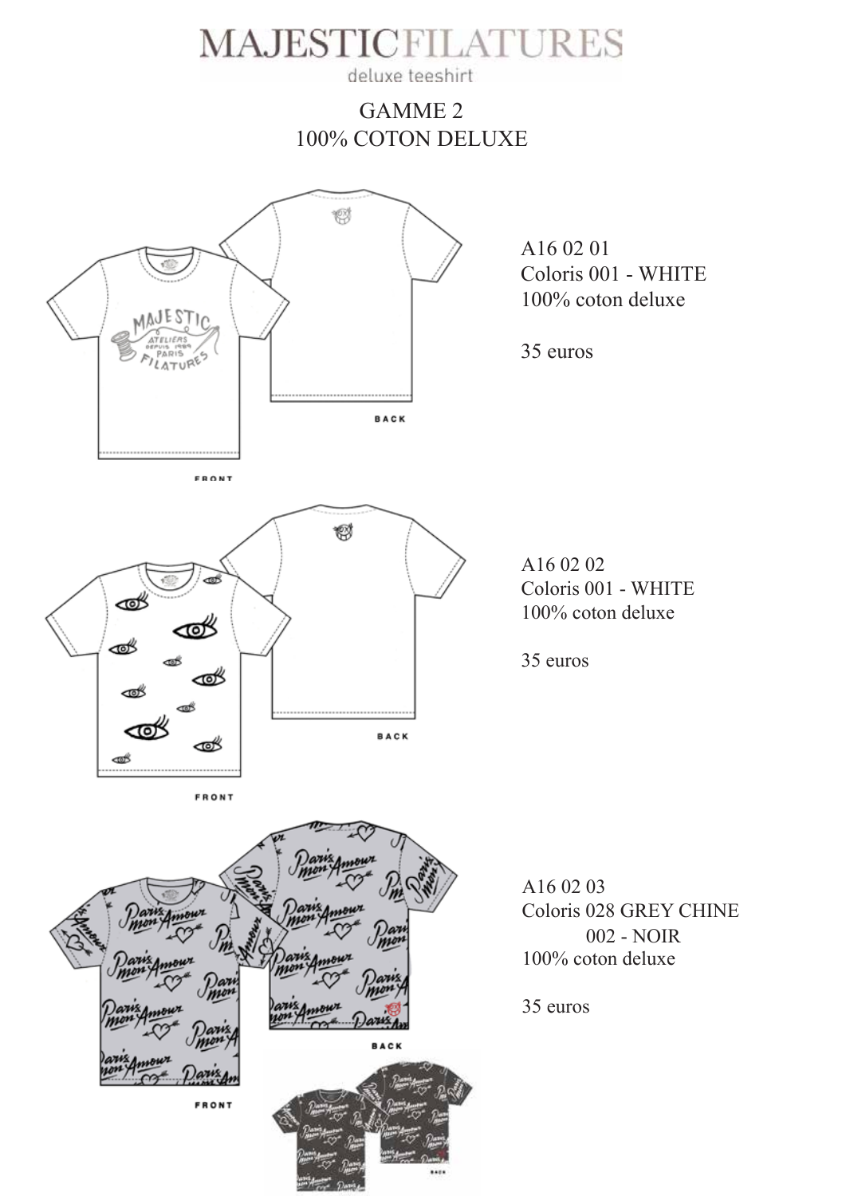# MAJESTIC FILATURES

deluxe teeshirt

## GAMME 2
## 100% COTON DELUXE

A16 02 01
Coloris 001 - WHITE
100% coton deluxe

35 euros

A16 02 02
Coloris 001 - WHITE
100% coton deluxe

35 euros

A16 02 03
Coloris 028 GREY CHINE
002 - NOIR
100% coton deluxe

35 euros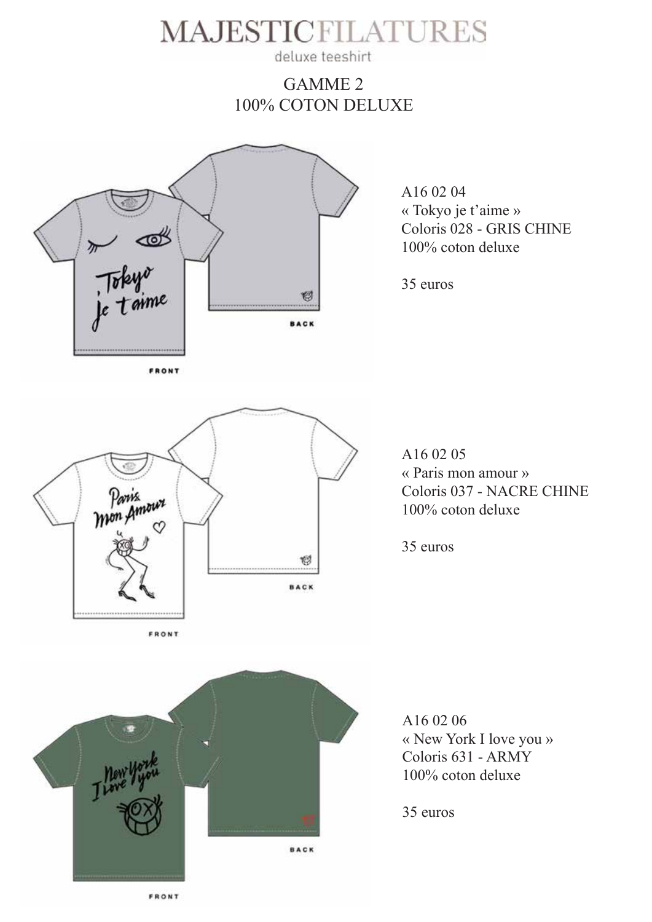# MAJESTIC FILATURES

deluxe teeshirt

## GAMME 2
## 100% COTON DELUXE

A16 02 04
« Tokyo je t'aime »
Coloris 028 - GRIS CHINE
100% coton deluxe

35 euros

A16 02 05
« Paris mon amour »
Coloris 037 - NACRE CHINE
100% coton deluxe

35 euros

A16 02 06
« New York I love you »
Coloris 631 - ARMY
100% coton deluxe

35 euros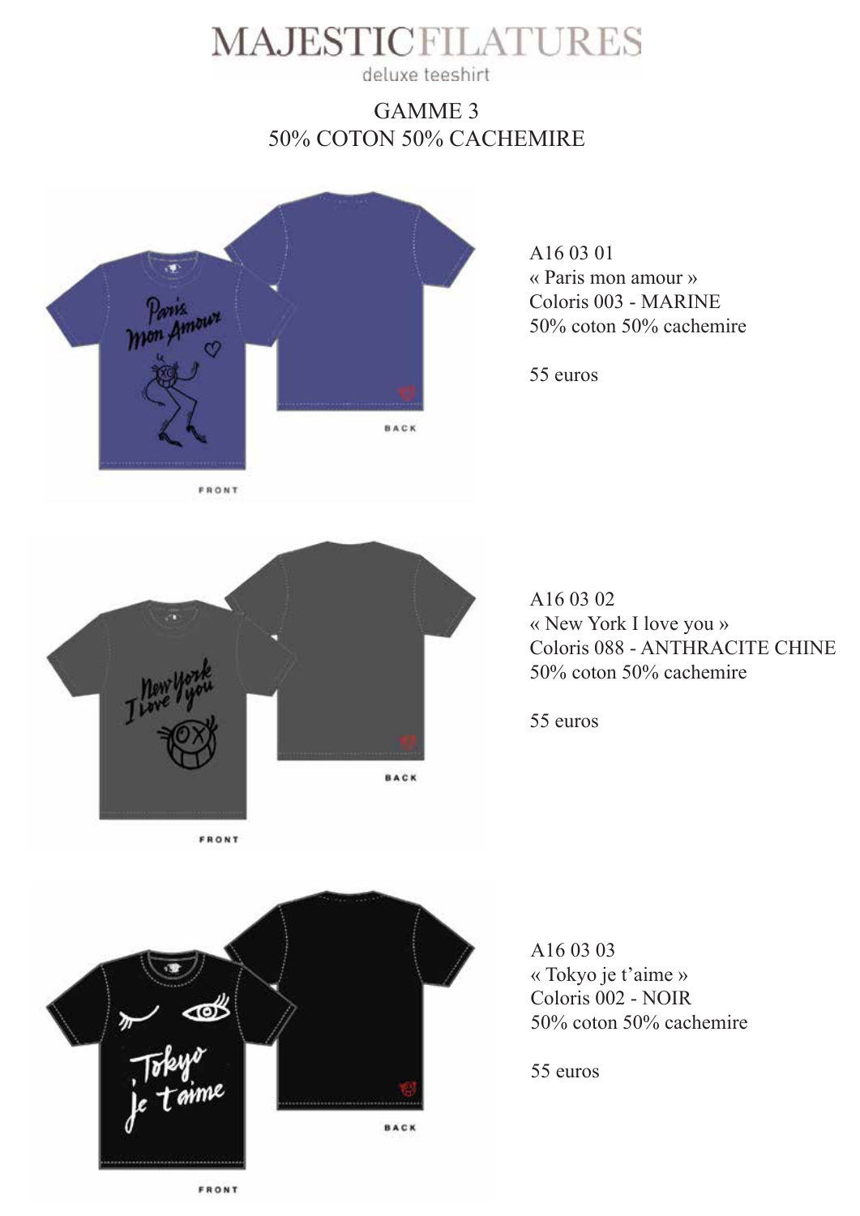# MAJESTIC FILATURES

deluxe teeshirt

## GAMME 3
## 50% COTON 50% CACHEMIRE

A16 03 01
« Paris mon amour »
Coloris 003 - MARINE
50% coton 50% cachemire

55 euros

A16 03 02
« New York I love you »
Coloris 088 - ANTHRACITE CHINE
50% coton 50% cachemire

55 euros

A16 03 03
« Tokyo je t'aime »
Coloris 002 - NOIR
50% coton 50% cachemire

55 euros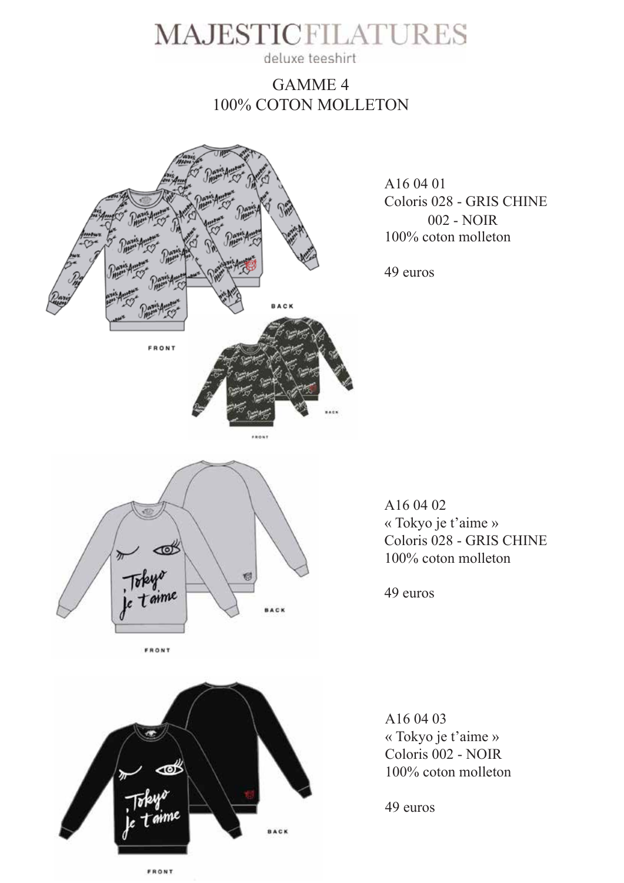# MAJESTIC FILATURES

deluxe teeshirt

## GAMME 4
## 100% COTON MOLLETON

A16 04 01
Coloris 028 - GRIS CHINE
002 - NOIR
100% coton molleton

49 euros

A16 04 02
« Tokyo je t'aime »
Coloris 028 - GRIS CHINE
100% coton molleton

49 euros

A16 04 03
« Tokyo je t'aime »
Coloris 002 - NOIR
100% coton molleton

49 euros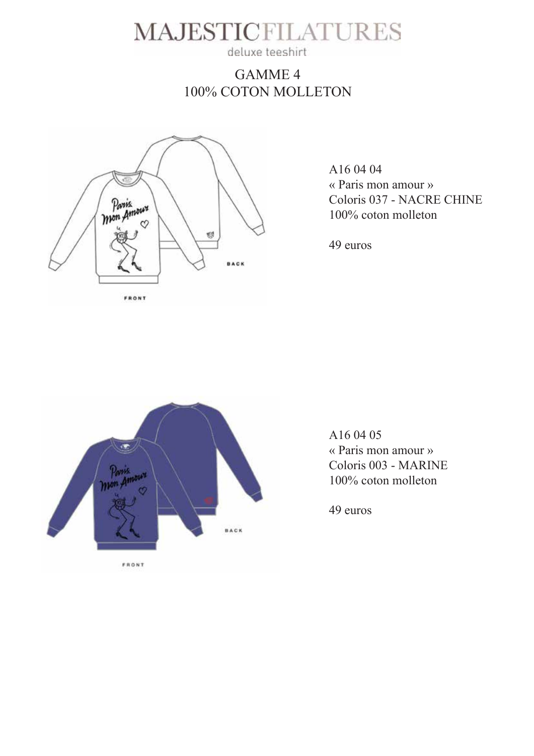# MAJESTICFILATURES

deluxe teeshirt

## GAMME 4
## 100% COTON MOLLETON

A16 04 04
« Paris mon amour »
Coloris 037 - NACRE CHINE
100% coton molleton

49 euros

A16 04 05
« Paris mon amour »
Coloris 003 - MARINE
100% coton molleton

49 euros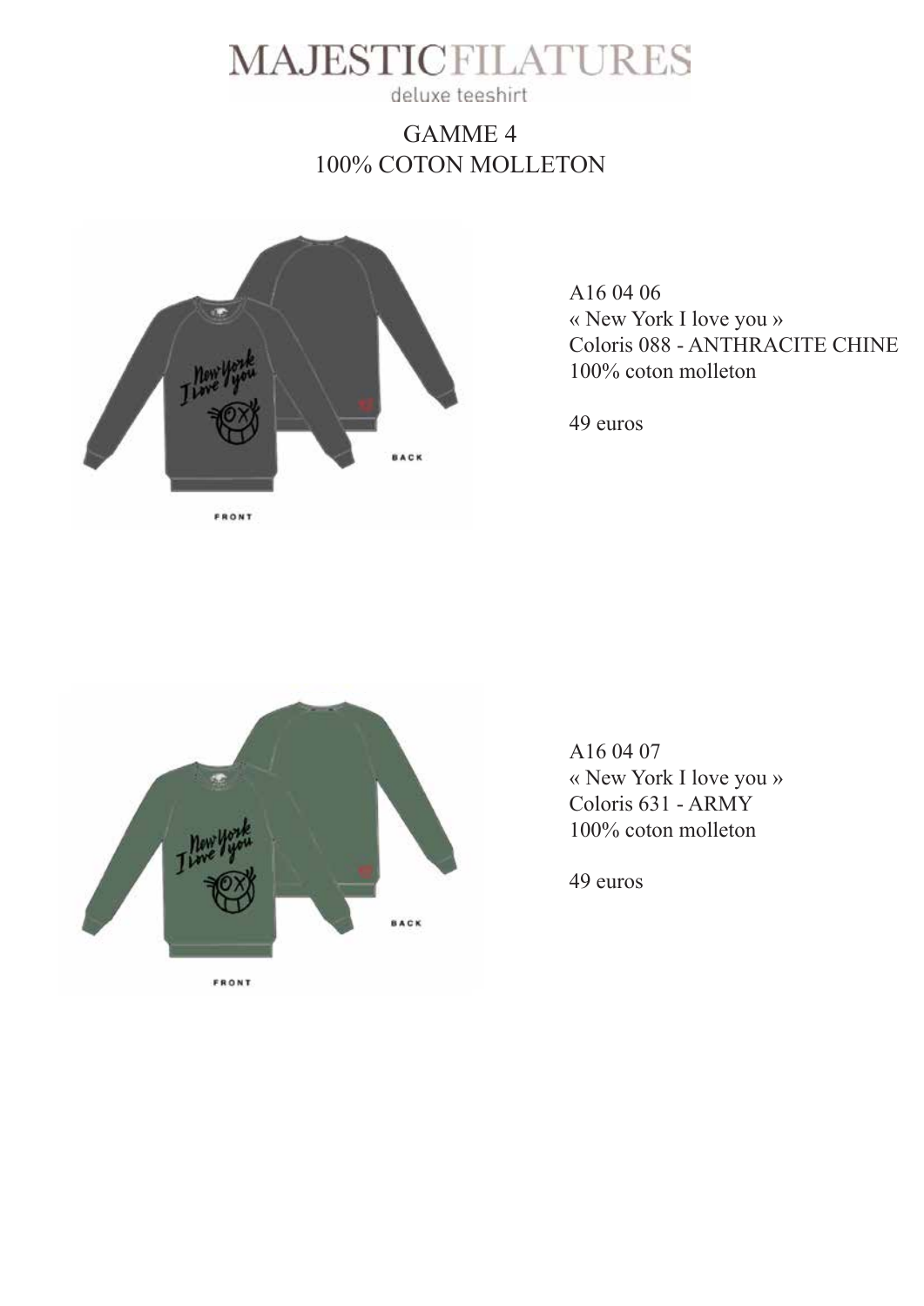# MAJESTICFILATURES

deluxe teeshirt

## GAMME 4
## 100% COTON MOLLETON

A16 04 06
« New York I love you »
Coloris 088 - ANTHRACITE CHINE
100% coton molleton

49 euros

A16 04 07
« New York I love you »
Coloris 631 - ARMY
100% coton molleton

49 euros